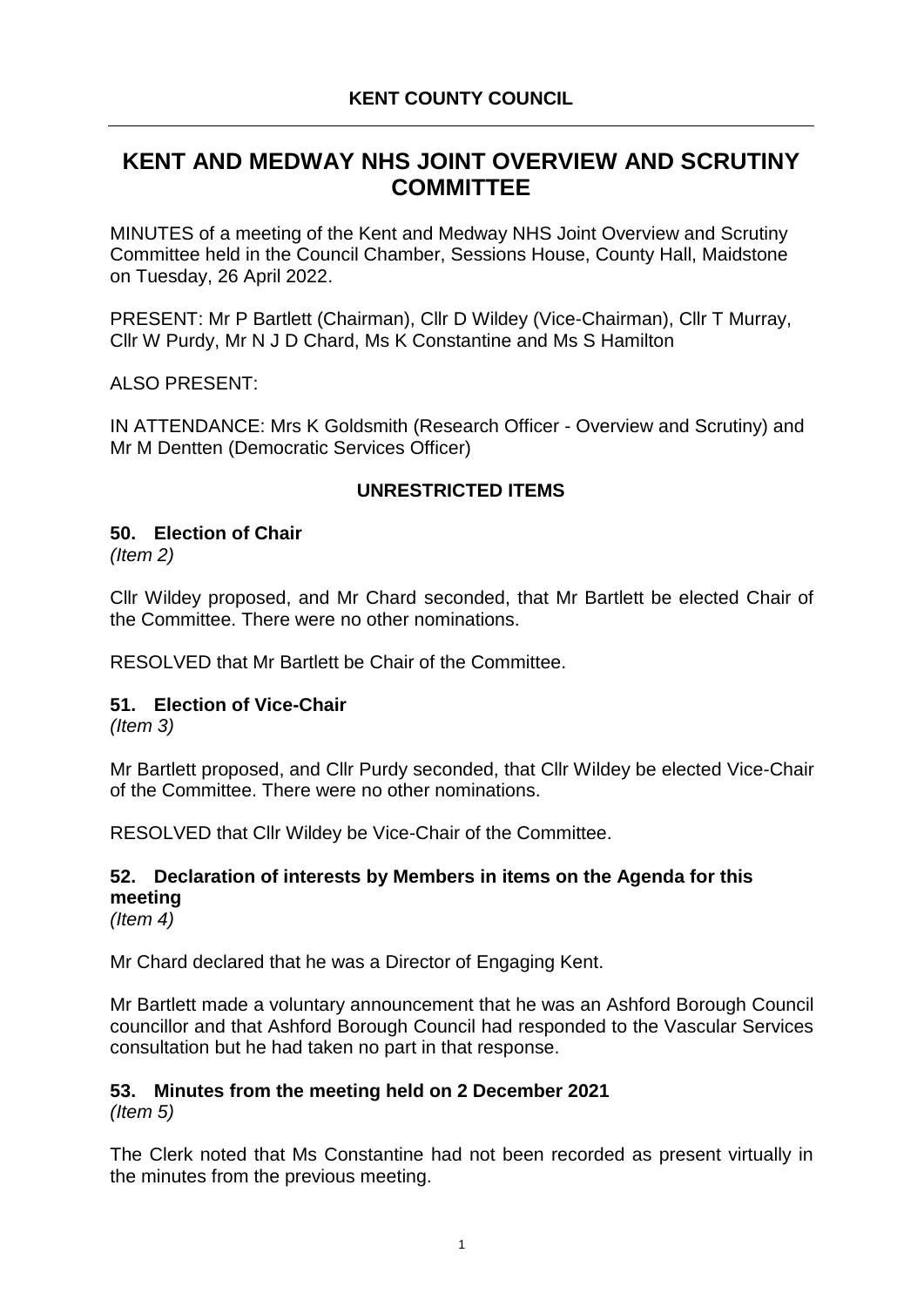## KENT COUNTY COUNCIL

# KENT AND MEDWAY NHS JOINT OVERVIEW AND SCRUTINY COMMITTEE

MINUTES of a meeting of the Kent and Medway NHS Joint Overview and Scrutiny Committee held in the Council Chamber, Sessions House, County Hall, Maidstone on Tuesday, 26 April 2022.

PRESENT: Mr P Bartlett (Chairman), Cllr D Wildey (Vice-Chairman), Cllr T Murray, Cllr W Purdy, Mr N J D Chard, Ms K Constantine and Ms S Hamilton

ALSO PRESENT:

IN ATTENDANCE: Mrs K Goldsmith (Research Officer - Overview and Scrutiny) and Mr M Dentten (Democratic Services Officer)

### UNRESTRICTED ITEMS

### 50. Election of Chair

*(Item 2)*

Cllr Wildey proposed, and Mr Chard seconded, that Mr Bartlett be elected Chair of the Committee. There were no other nominations.

RESOLVED that Mr Bartlett be Chair of the Committee.

### 51. Election of Vice-Chair

*(Item 3)*

Mr Bartlett proposed, and Cllr Purdy seconded, that Cllr Wildey be elected Vice-Chair of the Committee. There were no other nominations.

RESOLVED that Cllr Wildey be Vice-Chair of the Committee.

### 52. Declaration of interests by Members in items on the Agenda for this meeting

*(Item 4)*

Mr Chard declared that he was a Director of Engaging Kent.

Mr Bartlett made a voluntary announcement that he was an Ashford Borough Council councillor and that Ashford Borough Council had responded to the Vascular Services consultation but he had taken no part in that response.

### 53. Minutes from the meeting held on 2 December 2021

*(Item 5)*

The Clerk noted that Ms Constantine had not been recorded as present virtually in the minutes from the previous meeting.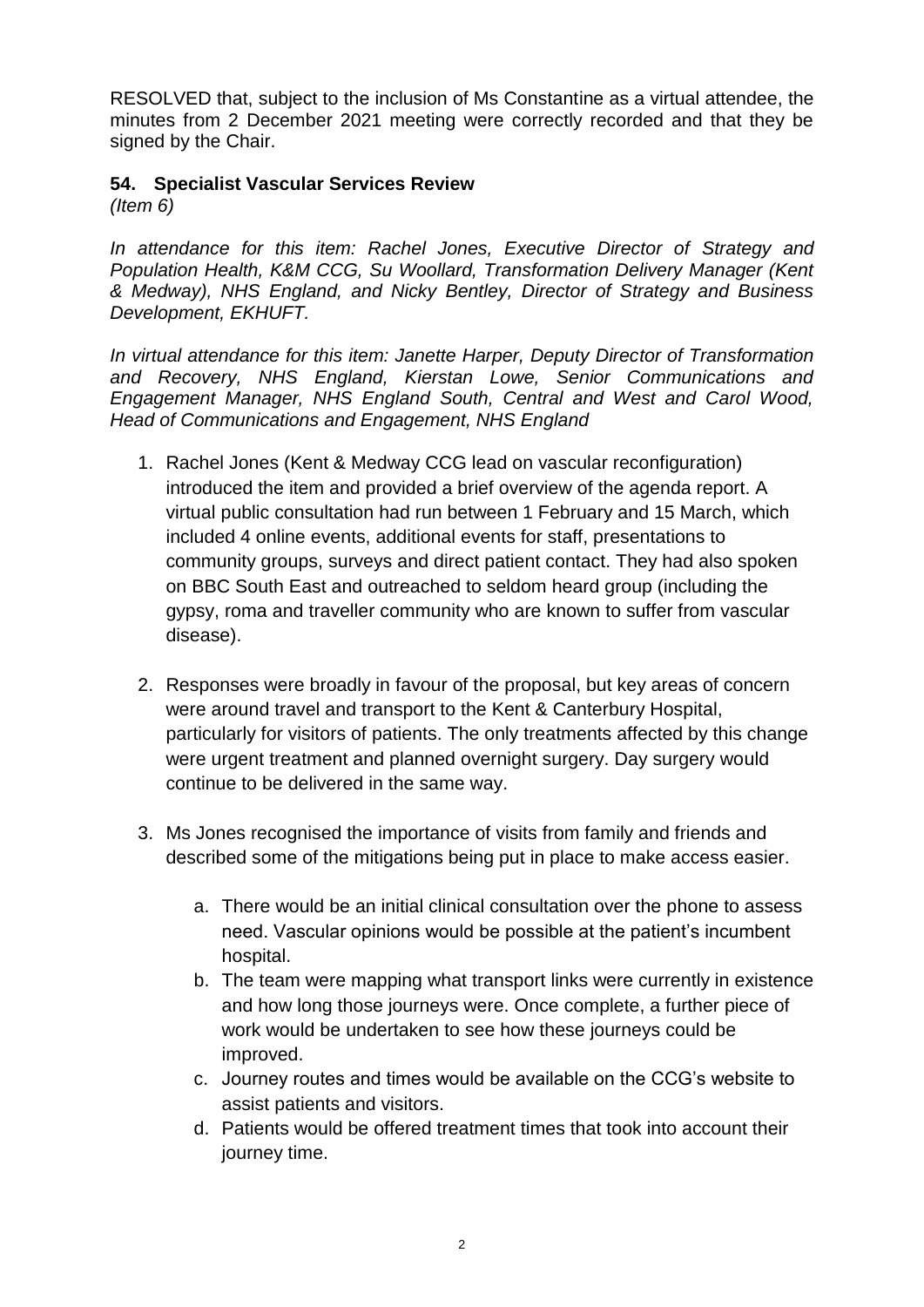RESOLVED that, subject to the inclusion of Ms Constantine as a virtual attendee, the minutes from 2 December 2021 meeting were correctly recorded and that they be signed by the Chair.

### 54. Specialist Vascular Services Review

*(Item 6)*

*In attendance for this item: Rachel Jones, Executive Director of Strategy and Population Health, K&M CCG, Su Woollard, Transformation Delivery Manager (Kent & Medway), NHS England, and Nicky Bentley, Director of Strategy and Business Development, EKHUFT.*

*In virtual attendance for this item: Janette Harper, Deputy Director of Transformation and Recovery, NHS England, Kierstan Lowe, Senior Communications and Engagement Manager, NHS England South, Central and West and Carol Wood, Head of Communications and Engagement, NHS England*

1. Rachel Jones (Kent & Medway CCG lead on vascular reconfiguration) introduced the item and provided a brief overview of the agenda report. A virtual public consultation had run between 1 February and 15 March, which included 4 online events, additional events for staff, presentations to community groups, surveys and direct patient contact. They had also spoken on BBC South East and outreached to seldom heard group (including the gypsy, roma and traveller community who are known to suffer from vascular disease).

2. Responses were broadly in favour of the proposal, but key areas of concern were around travel and transport to the Kent & Canterbury Hospital, particularly for visitors of patients. The only treatments affected by this change were urgent treatment and planned overnight surgery. Day surgery would continue to be delivered in the same way.

3. Ms Jones recognised the importance of visits from family and friends and described some of the mitigations being put in place to make access easier.

   a. There would be an initial clinical consultation over the phone to assess need. Vascular opinions would be possible at the patient's incumbent hospital.

   b. The team were mapping what transport links were currently in existence and how long those journeys were. Once complete, a further piece of work would be undertaken to see how these journeys could be improved.

   c. Journey routes and times would be available on the CCG's website to assist patients and visitors.

   d. Patients would be offered treatment times that took into account their journey time.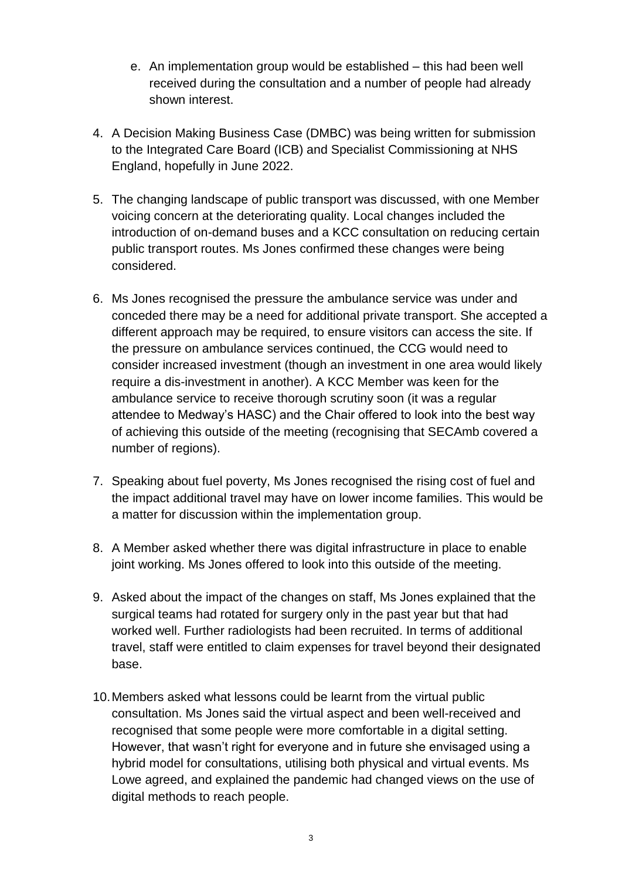e. An implementation group would be established – this had been well received during the consultation and a number of people had already shown interest.

4. A Decision Making Business Case (DMBC) was being written for submission to the Integrated Care Board (ICB) and Specialist Commissioning at NHS England, hopefully in June 2022.

5. The changing landscape of public transport was discussed, with one Member voicing concern at the deteriorating quality. Local changes included the introduction of on-demand buses and a KCC consultation on reducing certain public transport routes. Ms Jones confirmed these changes were being considered.

6. Ms Jones recognised the pressure the ambulance service was under and conceded there may be a need for additional private transport. She accepted a different approach may be required, to ensure visitors can access the site. If the pressure on ambulance services continued, the CCG would need to consider increased investment (though an investment in one area would likely require a dis-investment in another). A KCC Member was keen for the ambulance service to receive thorough scrutiny soon (it was a regular attendee to Medway's HASC) and the Chair offered to look into the best way of achieving this outside of the meeting (recognising that SECAmb covered a number of regions).

7. Speaking about fuel poverty, Ms Jones recognised the rising cost of fuel and the impact additional travel may have on lower income families. This would be a matter for discussion within the implementation group.

8. A Member asked whether there was digital infrastructure in place to enable joint working. Ms Jones offered to look into this outside of the meeting.

9. Asked about the impact of the changes on staff, Ms Jones explained that the surgical teams had rotated for surgery only in the past year but that had worked well. Further radiologists had been recruited. In terms of additional travel, staff were entitled to claim expenses for travel beyond their designated base.

10. Members asked what lessons could be learnt from the virtual public consultation. Ms Jones said the virtual aspect and been well-received and recognised that some people were more comfortable in a digital setting. However, that wasn't right for everyone and in future she envisaged using a hybrid model for consultations, utilising both physical and virtual events. Ms Lowe agreed, and explained the pandemic had changed views on the use of digital methods to reach people.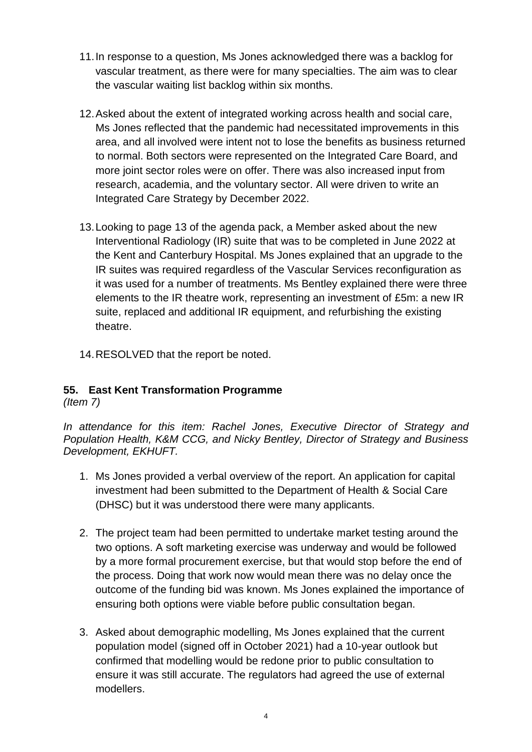11. In response to a question, Ms Jones acknowledged there was a backlog for vascular treatment, as there were for many specialties. The aim was to clear the vascular waiting list backlog within six months.

12. Asked about the extent of integrated working across health and social care, Ms Jones reflected that the pandemic had necessitated improvements in this area, and all involved were intent not to lose the benefits as business returned to normal. Both sectors were represented on the Integrated Care Board, and more joint sector roles were on offer. There was also increased input from research, academia, and the voluntary sector. All were driven to write an Integrated Care Strategy by December 2022.

13. Looking to page 13 of the agenda pack, a Member asked about the new Interventional Radiology (IR) suite that was to be completed in June 2022 at the Kent and Canterbury Hospital. Ms Jones explained that an upgrade to the IR suites was required regardless of the Vascular Services reconfiguration as it was used for a number of treatments. Ms Bentley explained there were three elements to the IR theatre work, representing an investment of £5m: a new IR suite, replaced and additional IR equipment, and refurbishing the existing theatre.

14. RESOLVED that the report be noted.

## 55. East Kent Transformation Programme

*(Item 7)*

*In attendance for this item: Rachel Jones, Executive Director of Strategy and Population Health, K&M CCG, and Nicky Bentley, Director of Strategy and Business Development, EKHUFT.*

1. Ms Jones provided a verbal overview of the report. An application for capital investment had been submitted to the Department of Health & Social Care (DHSC) but it was understood there were many applicants.

2. The project team had been permitted to undertake market testing around the two options. A soft marketing exercise was underway and would be followed by a more formal procurement exercise, but that would stop before the end of the process. Doing that work now would mean there was no delay once the outcome of the funding bid was known. Ms Jones explained the importance of ensuring both options were viable before public consultation began.

3. Asked about demographic modelling, Ms Jones explained that the current population model (signed off in October 2021) had a 10-year outlook but confirmed that modelling would be redone prior to public consultation to ensure it was still accurate. The regulators had agreed the use of external modellers.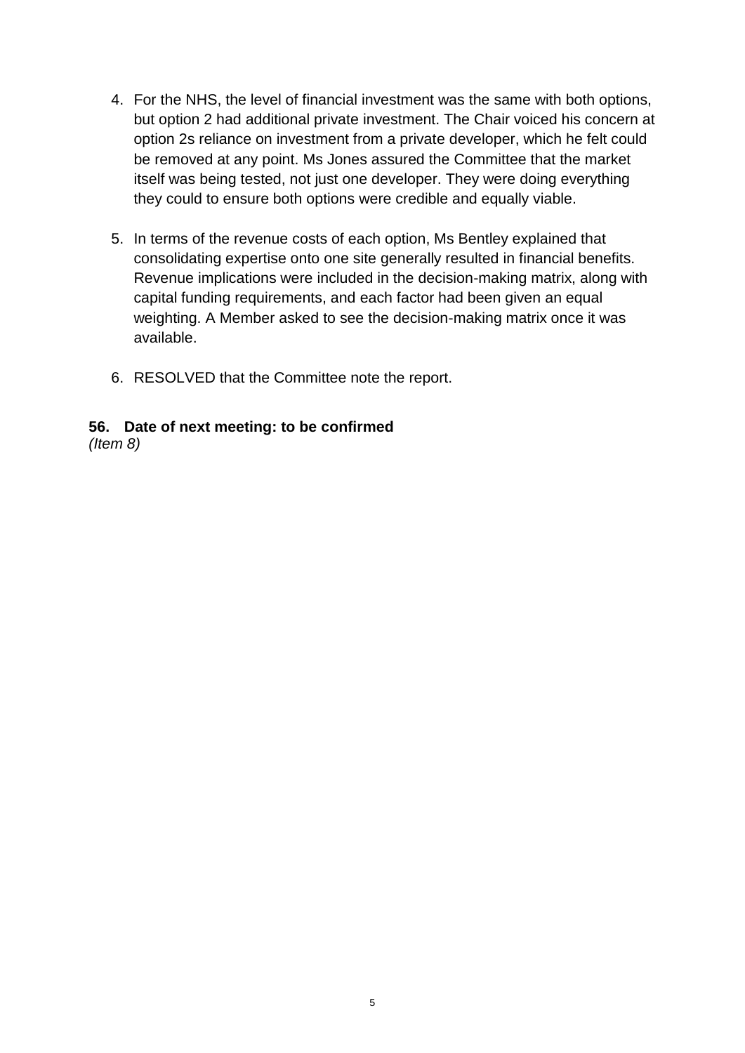4. For the NHS, the level of financial investment was the same with both options, but option 2 had additional private investment. The Chair voiced his concern at option 2s reliance on investment from a private developer, which he felt could be removed at any point. Ms Jones assured the Committee that the market itself was being tested, not just one developer. They were doing everything they could to ensure both options were credible and equally viable.

5. In terms of the revenue costs of each option, Ms Bentley explained that consolidating expertise onto one site generally resulted in financial benefits. Revenue implications were included in the decision-making matrix, along with capital funding requirements, and each factor had been given an equal weighting. A Member asked to see the decision-making matrix once it was available.

6. RESOLVED that the Committee note the report.

**56. Date of next meeting: to be confirmed**
*(Item 8)*